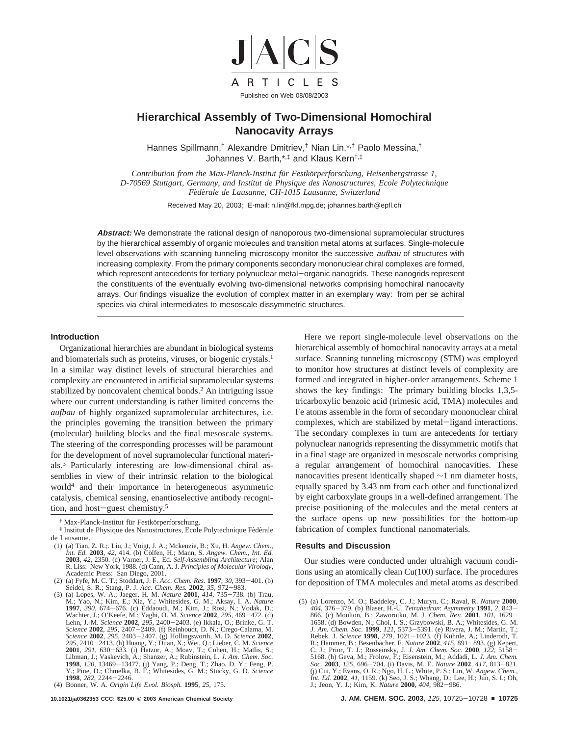# Hierarchical Assembly of Two-Dimensional Homochiral Nanocavity Arrays

Hannes Spillmann,[†] Alexandre Dmitriev,[†] Nian Lin,*[,†] Paolo Messina,[†] Johannes V. Barth,*[,‡] and Klaus Kern[†,‡]

*Contribution from the Max-Planck-Institut für Festkörperforschung, Heisenbergstrasse 1, D-70569 Stuttgart, Germany, and Institut de Physique des Nanostructures, Ecole Polytechnique Fédérale de Lausanne, CH-1015 Lausanne, Switzerland*

Received May 20, 2003; E-mail: n.lin@fkf.mpg.de; johannes.barth@epfl.ch

**Abstract:** We demonstrate the rational design of nanoporous two-dimensional supramolecular structures by the hierarchical assembly of organic molecules and transition metal atoms at surfaces. Single-molecule level observations with scanning tunneling microscopy monitor the successive *aufbau* of structures with increasing complexity. From the primary components secondary mononuclear chiral complexes are formed, which represent antecedents for tertiary polynuclear metal–organic nanogrids. These nanogrids represent the constituents of the eventually evolving two-dimensional networks comprising homochiral nanocavity arrays. Our findings visualize the evolution of complex matter in an exemplary way: from per se achiral species via chiral intermediates to mesoscale dissymmetric structures.

## Introduction

Organizational hierarchies are abundant in biological systems and biomaterials such as proteins, viruses, or biogenic crystals.[1] In a similar way distinct levels of structural hierarchies and complexity are encountered in artificial supramolecular systems stabilized by noncovalent chemical bonds.[2] An intriguing issue where our current understanding is rather limited concerns the *aufbau* of highly organized supramolecular architectures, i.e. the principles governing the transition between the primary (molecular) building blocks and the final mesoscale systems. The steering of the corresponding processes will be paramount for the development of novel supramolecular functional materials.[3] Particularly interesting are low-dimensional chiral assemblies in view of their intrinsic relation to the biological world[4] and their importance in heterogeneous asymmetric catalysis, chemical sensing, enantioselective antibody recognition, and host–guest chemistry.[5]

Here we report single-molecule level observations on the hierarchical assembly of homochiral nanocavity arrays at a metal surface. Scanning tunneling microscopy (STM) was employed to monitor how structures at distinct levels of complexity are formed and integrated in higher-order arrangements. Scheme 1 shows the key findings: The primary building blocks 1,3,5-tricarboxylic benzoic acid (trimesic acid, TMA) molecules and Fe atoms assemble in the form of secondary mononuclear chiral complexes, which are stabilized by metal–ligand interactions. The secondary complexes in turn are antecedents for tertiary polynuclear nanogrids representing the dissymmetric motifs that in a final stage are organized in mesoscale networks comprising a regular arrangement of homochiral nanocavities. These nanocavities present identically shaped ~1 nm diameter hosts, equally spaced by 3.43 nm from each other and functionalized by eight carboxylate groups in a well-defined arrangement. The precise positioning of the molecules and the metal centers at the surface opens up new possibilities for the bottom-up fabrication of complex functional nanomaterials.

## Results and Discussion

Our studies were conducted under ultrahigh vacuum conditions using an atomically clean Cu(100) surface. The procedures for deposition of TMA molecules and metal atoms as described

† Max-Planck-Institut für Festkörperforschung.

‡ Institut de Physique des Nanostructures, Ecole Polytechnique Fédérale de Lausanne.

(1) (a) Tian, Z. R.;. Liu, J.; Voigt, J. A.; Mckenzie, B.; Xu, H. *Angew. Chem., Int. Ed.* **2003**, *42*, 414. (b) Cölfen, H.; Mann, S. *Angew. Chem., Int. Ed.* **2003**, *42*, 2350. (c) Varner, J. E., Ed. *Self-Assembling Architecture*; Alan R. Liss: New York, 1988. (d) Cann, A. J. *Principles of Molecular Virology*, Academic Press: San Diego, 2001.

(2) (a) Fyfe, M. C. T.; Stoddart, J. F. *Acc. Chem. Res.* **1997**, *30*, 393–401. (b) Seidel, S. R.; Stang, P. J. *Acc. Chem. Res.* **2002**, *35*, 972–983.

(3) (a) Lopes, W. A.; Jaeger, H. M. *Nature* **2001**, *414*, 735–738. (b) Trau, M.; Yao, N.; Kim, E.; Xia, Y.; Whitesides, G. M.; Aksay, I. A. *Nature* **1997**, *390*, 674–676. (c) Eddaoudi, M.; Kim, J.; Rosi, N.; Vodak, D.; Wachter, J.; O'Keefe, M.; Yaghi, O. M. *Science* **2002**, *295*, 469–472. (d) Lehn, J.-M. *Science* **2002**, *295*, 2400–2403. (e) Ikkala, O.; Brinke, G. T. *Science* **2002**, *295*, 2407–2409. (f) Reinhoudt, D. N.; Crego-Calama, M. *Science* **2002**, *295*, 2403–2407. (g) Hollingsworth, M. D. *Science* **2002**, *295*, 2410–2413. (h) Huang, Y.; Duan, X.; Wei, Q.; Lieber, C. M. *Science* **2001**, *291*, 630–633. (i) Hatzor, A.; Moav, T.; Cohen, H.; Matlis, S.; Libman, J.; Vaskevich, A.; Shanzer, A.; Rubinstein, I.. *J. Am. Chem. Soc.* **1998**, *120*, 13469–13477. (j) Yang, P.; Deng, T.; Zhao, D. Y.; Feng, P. Y.; Pine, D.; Chmelka, B. F.; Whitesides, G. M.; Stucky, G. D. *Science* **1998**, *282*, 2244–2246.

(4) Bonner, W. A. *Origin Life Evol. Biosph.* **1995**, *25*, 175.

(5) (a) Lorenzo, M. O.; Baddeley, C. J.; Muryn, C.; Raval, R. *Nature* **2000**, *404*, 376–379. (b) Blaser, H.-U. *Tetrahedron*: *Asymmetry* **1991**, *2*, 843–866. (c) Moulton, B.; Zaworotko, M. J. *Chem. Rev.* **2001**, *101*, 1629–1658. (d) Bowden, N.; Choi, I. S.; Grzybowski, B. A.; Whitesides, G. M. *J. Am. Chem. Soc.* **1999**, *121*, 5373–5391. (e) Rivera, J. M.; Martin, T.; Rebek. J. *Science* **1998**, *279*, 1021–1023. (f) Kühnle, A.; Linderoth, T. R.; Hammer, B.; Besenbacher, F. *Nature* **2002**, *415*, 891–893. (g) Kepert, C. J.; Prior, T. J.; Rosseinsky, J. *J. Am. Chem. Soc.* **2000**, *122*, 5158–5168. (h) Geva, M.; Frolow, F.; Eisenstein, M.; Addadi, L. *J. Am. Chem. Soc.* **2003**, *125*, 696–704. (i) Davis, M. E. *Nature* **2002**, *417*, 813–821. (j) Cui, Y.; Evans, O. R.; Ngo, H. L.; White, P. S.; Lin, W. *Angew. Chem., Int. Ed.* **2002**, *41*, 1159. (k) Seo, J. S.; Whang, D.; Lee, H.; Jun, S. I.; Oh, J.; Jeon, Y. J.; Kim, K. *Nature* **2000**, *404*, 982–986.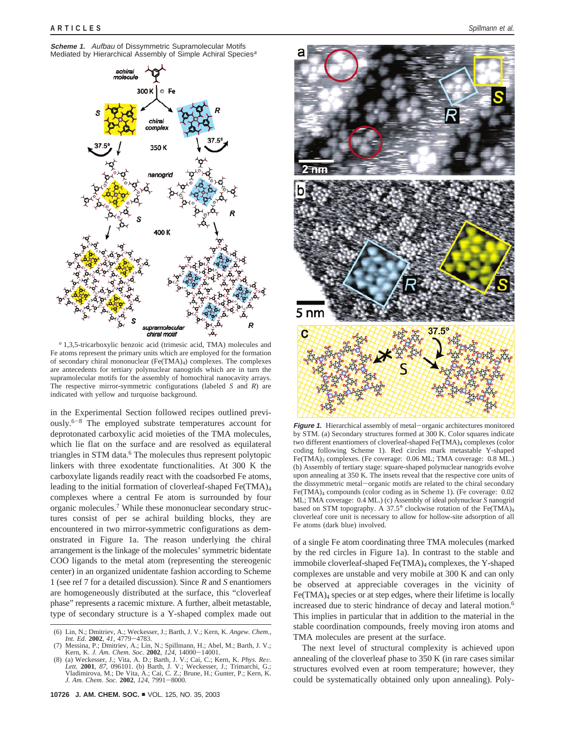**Scheme 1.** *Aufbau* of Dissymmetric Supramolecular Motifs Mediated by Hierarchical Assembly of Simple Achiral Species[a]

[a] 1,3,5-tricarboxylic benzoic acid (trimesic acid, TMA) molecules and Fe atoms represent the primary units which are employed for the formation of secondary chiral mononuclear ($Fe(TMA)_4$) complexes. The complexes are antecedents for tertiary polynuclear nanogrids which are in turn the supramolecular motifs for the assembly of homochiral nanocavity arrays. The respective mirror-symmetric configurations (labeled *S* and *R*) are indicated with yellow and turquoise background.

in the Experimental Section followed recipes outlined previously.[6-8] The employed substrate temperatures account for deprotonated carboxylic acid moieties of the TMA molecules, which lie flat on the surface and are resolved as equilateral triangles in STM data.[6] The molecules thus represent polytopic linkers with three exodentate functionalities. At 300 K the carboxylate ligands readily react with the coadsorbed Fe atoms, leading to the initial formation of cloverleaf-shaped $Fe(TMA)_4$ complexes where a central Fe atom is surrounded by four organic molecules.[7] While these mononuclear secondary structures consist of per se achiral building blocks, they are encountered in two mirror-symmetric configurations as demonstrated in Figure 1a. The reason underlying the chiral arrangement is the linkage of the molecules' symmetric bidentate COO ligands to the metal atom (representing the stereogenic center) in an organized unidentate fashion according to Scheme 1 (see ref 7 for a detailed discussion). Since *R* and *S* enantiomers are homogeneously distributed at the surface, this "cloverleaf phase" represents a racemic mixture. A further, albeit metastable, type of secondary structure is a Y-shaped complex made out of a single Fe atom coordinating three TMA molecules (marked by the red circles in Figure 1a). In contrast to the stable and immobile cloverleaf-shaped $Fe(TMA)_4$ complexes, the Y-shaped complexes are unstable and very mobile at 300 K and can only be observed at appreciable coverages in the vicinity of $Fe(TMA)_4$ species or at step edges, where their lifetime is locally increased due to steric hindrance of decay and lateral motion.[6] This implies in particular that in addition to the material in the stable coordination compounds, freely moving iron atoms and TMA molecules are present at the surface.

The next level of structural complexity is achieved upon annealing of the cloverleaf phase to 350 K (in rare cases similar structures evolved even at room temperature; however, they could be systematically obtained only upon annealing). Poly-

**Figure 1.** Hierarchical assembly of metal–organic architectures monitored by STM. (a) Secondary structures formed at 300 K. Color squares indicate two different enantiomers of cloverleaf-shaped $Fe(TMA)_4$ complexes (color coding following Scheme 1). Red circles mark metastable Y-shaped $Fe(TMA)_3$ complexes. (Fe coverage: 0.06 ML; TMA coverage: 0.8 ML.) (b) Assembly of tertiary stage: square-shaped polynuclear nanogrids evolve upon annealing at 350 K. The insets reveal that the respective core units of the dissymmetric metal–organic motifs are related to the chiral secondary $Fe(TMA)_4$ compounds (color coding as in Scheme 1). (Fe coverage: 0.02 ML; TMA coverage: 0.4 ML.) (c) Assembly of ideal polynuclear *S* nanogrid based on STM topography. A 37.5° clockwise rotation of the $Fe(TMA)_4$ cloverleaf core unit is necessary to allow for hollow-site adsorption of all Fe atoms (dark blue) involved.

(6) Lin, N.; Dmitriev, A.; Weckesser, J.; Barth, J. V.; Kern, K. *Angew. Chem., Int. Ed.* **2002**, *41*, 4779–4783.
(7) Messina, P.; Dmitriev, A.; Lin, N.; Spillmann, H.; Abel, M.; Barth, J. V.; Kern, K. *J. Am. Chem. Soc.* **2002**, *124*, 14000–14001.
(8) (a) Weckesser, J.; Vita, A. D.; Barth, J. V.; Cai, C.; Kern, K. *Phys. Rev. Lett.* **2001**, *87*, 096101. (b) Barth, J. V.; Weckesser, J.; Trimarchi, G.; Vladimirova, M.; De Vita, A.; Cai, C. Z.; Brune, H.; Gunter, P.; Kern, K. *J. Am. Chem. Soc.* **2002**, *124*, 7991–8000.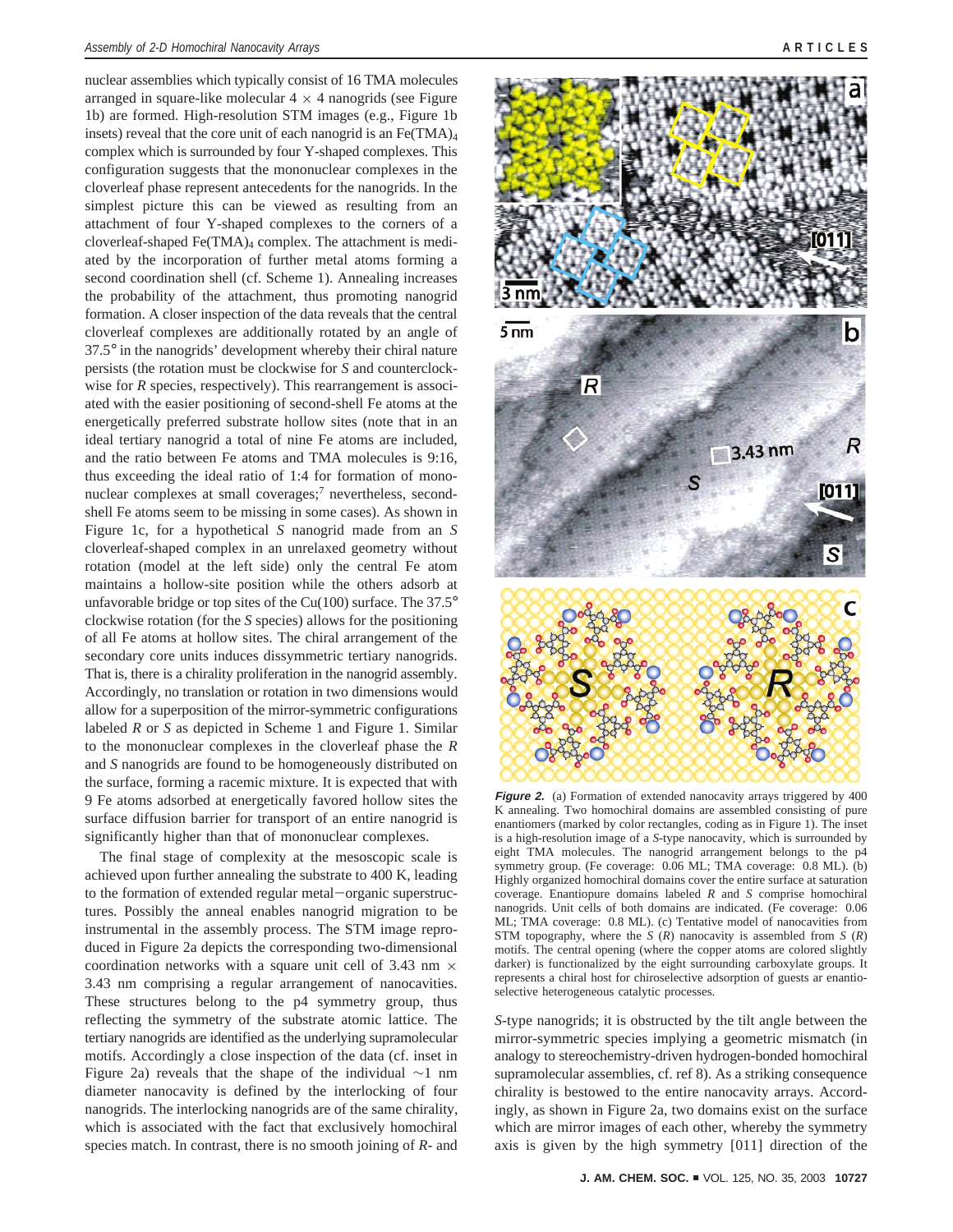nuclear assemblies which typically consist of 16 TMA molecules arranged in square-like molecular 4 × 4 nanogrids (see Figure 1b) are formed. High-resolution STM images (e.g., Figure 1b insets) reveal that the core unit of each nanogrid is an $Fe(TMA)_4$ complex which is surrounded by four Y-shaped complexes. This configuration suggests that the mononuclear complexes in the cloverleaf phase represent antecedents for the nanogrids. In the simplest picture this can be viewed as resulting from an attachment of four Y-shaped complexes to the corners of a cloverleaf-shaped $Fe(TMA)_4$ complex. The attachment is mediated by the incorporation of further metal atoms forming a second coordination shell (cf. Scheme 1). Annealing increases the probability of the attachment, thus promoting nanogrid formation. A closer inspection of the data reveals that the central cloverleaf complexes are additionally rotated by an angle of 37.5° in the nanogrids' development whereby their chiral nature persists (the rotation must be clockwise for *S* and counterclockwise for *R* species, respectively). This rearrangement is associated with the easier positioning of second-shell Fe atoms at the energetically preferred substrate hollow sites (note that in an ideal tertiary nanogrid a total of nine Fe atoms are included, and the ratio between Fe atoms and TMA molecules is 9:16, thus exceeding the ideal ratio of 1:4 for formation of mononuclear complexes at small coverages;[7] nevertheless, second-shell Fe atoms seem to be missing in some cases). As shown in Figure 1c, for a hypothetical *S* nanogrid made from an *S* cloverleaf-shaped complex in an unrelaxed geometry without rotation (model at the left side) only the central Fe atom maintains a hollow-site position while the others adsorb at unfavorable bridge or top sites of the Cu(100) surface. The 37.5° clockwise rotation (for the *S* species) allows for the positioning of all Fe atoms at hollow sites. The chiral arrangement of the secondary core units induces dissymmetric tertiary nanogrids. That is, there is a chirality proliferation in the nanogrid assembly. Accordingly, no translation or rotation in two dimensions would allow for a superposition of the mirror-symmetric configurations labeled *R* or *S* as depicted in Scheme 1 and Figure 1. Similar to the mononuclear complexes in the cloverleaf phase the *R* and *S* nanogrids are found to be homogeneously distributed on the surface, forming a racemic mixture. It is expected that with 9 Fe atoms adsorbed at energetically favored hollow sites the surface diffusion barrier for transport of an entire nanogrid is significantly higher than that of mononuclear complexes.

The final stage of complexity at the mesoscopic scale is achieved upon further annealing the substrate to 400 K, leading to the formation of extended regular metal–organic superstructures. Possibly the anneal enables nanogrid migration to be instrumental in the assembly process. The STM image reproduced in Figure 2a depicts the corresponding two-dimensional coordination networks with a square unit cell of 3.43 nm × 3.43 nm comprising a regular arrangement of nanocavities. These structures belong to the p4 symmetry group, thus reflecting the symmetry of the substrate atomic lattice. The tertiary nanogrids are identified as the underlying supramolecular motifs. Accordingly a close inspection of the data (cf. inset in Figure 2a) reveals that the shape of the individual ~1 nm diameter nanocavity is defined by the interlocking of four nanogrids. The interlocking nanogrids are of the same chirality, which is associated with the fact that exclusively homochiral species match. In contrast, there is no smooth joining of *R*- and *S*-type nanogrids; it is obstructed by the tilt angle between the mirror-symmetric species implying a geometric mismatch (in analogy to stereochemistry-driven hydrogen-bonded homochiral supramolecular assemblies, cf. ref 8). As a striking consequence chirality is bestowed to the entire nanocavity arrays. Accordingly, as shown in Figure 2a, two domains exist on the surface which are mirror images of each other, whereby the symmetry axis is given by the high symmetry [011] direction of the

**Figure 2.** (a) Formation of extended nanocavity arrays triggered by 400 K annealing. Two homochiral domains are assembled consisting of pure enantiomers (marked by color rectangles, coding as in Figure 1). The inset is a high-resolution image of a *S*-type nanocavity, which is surrounded by eight TMA molecules. The nanogrid arrangement belongs to the p4 symmetry group. (Fe coverage: 0.06 ML; TMA coverage: 0.8 ML). (b) Highly organized homochiral domains cover the entire surface at saturation coverage. Enantiopure domains labeled *R* and *S* comprise homochiral nanogrids. Unit cells of both domains are indicated. (Fe coverage: 0.06 ML; TMA coverage: 0.8 ML). (c) Tentative model of nanocavities from STM topography, where the *S* (*R*) nanocavity is assembled from *S* (*R*) motifs. The central opening (where the copper atoms are colored slightly darker) is functionalized by the eight surrounding carboxylate groups. It represents a chiral host for chiroselective adsorption of guests ar enantioselective heterogeneous catalytic processes.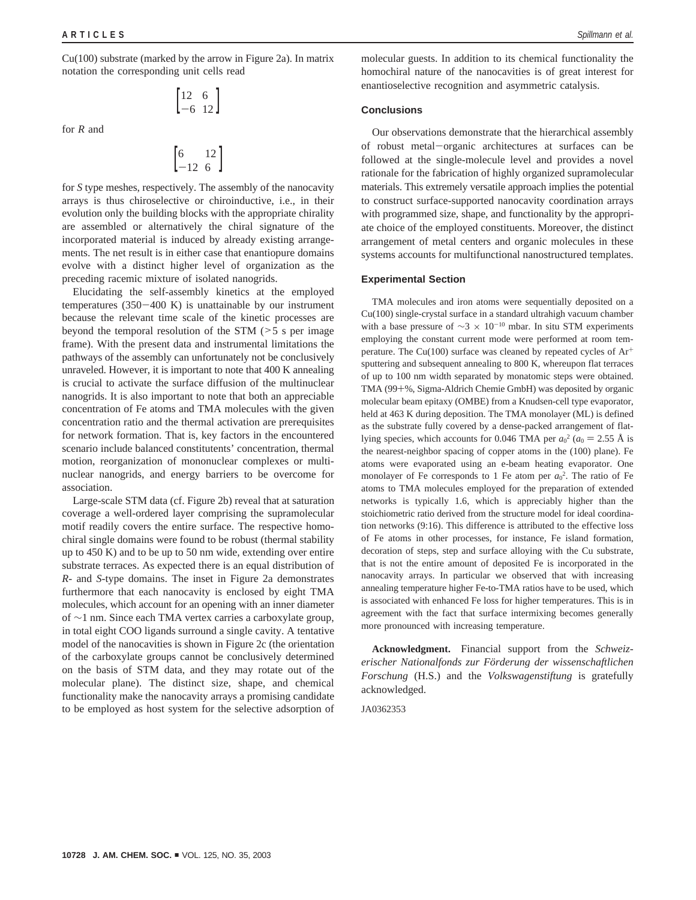Cu(100) substrate (marked by the arrow in Figure 2a). In matrix notation the corresponding unit cells read

$$\begin{bmatrix} 12 & 6 \\ -6 & 12 \end{bmatrix}$$

for *R* and

$$\begin{bmatrix} 6 & 12 \\ -12 & 6 \end{bmatrix}$$

for *S* type meshes, respectively. The assembly of the nanocavity arrays is thus chiroselective or chiroinductive, i.e., in their evolution only the building blocks with the appropriate chirality are assembled or alternatively the chiral signature of the incorporated material is induced by already existing arrangements. The net result is in either case that enantiopure domains evolve with a distinct higher level of organization as the preceding racemic mixture of isolated nanogrids.

Elucidating the self-assembly kinetics at the employed temperatures (350−400 K) is unattainable by our instrument because the relevant time scale of the kinetic processes are beyond the temporal resolution of the STM (>5 s per image frame). With the present data and instrumental limitations the pathways of the assembly can unfortunately not be conclusively unraveled. However, it is important to note that 400 K annealing is crucial to activate the surface diffusion of the multinuclear nanogrids. It is also important to note that both an appreciable concentration of Fe atoms and TMA molecules with the given concentration ratio and the thermal activation are prerequisites for network formation. That is, key factors in the encountered scenario include balanced constitutents' concentration, thermal motion, reorganization of mononuclear complexes or multinuclear nanogrids, and energy barriers to be overcome for association.

Large-scale STM data (cf. Figure 2b) reveal that at saturation coverage a well-ordered layer comprising the supramolecular motif readily covers the entire surface. The respective homochiral single domains were found to be robust (thermal stability up to 450 K) and to be up to 50 nm wide, extending over entire substrate terraces. As expected there is an equal distribution of *R*- and *S*-type domains. The inset in Figure 2a demonstrates furthermore that each nanocavity is enclosed by eight TMA molecules, which account for an opening with an inner diameter of ∼1 nm. Since each TMA vertex carries a carboxylate group, in total eight COO ligands surround a single cavity. A tentative model of the nanocavities is shown in Figure 2c (the orientation of the carboxylate groups cannot be conclusively determined on the basis of STM data, and they may rotate out of the molecular plane). The distinct size, shape, and chemical functionality make the nanocavity arrays a promising candidate to be employed as host system for the selective adsorption of molecular guests. In addition to its chemical functionality the homochiral nature of the nanocavities is of great interest for enantioselective recognition and asymmetric catalysis.

## Conclusions

Our observations demonstrate that the hierarchical assembly of robust metal−organic architectures at surfaces can be followed at the single-molecule level and provides a novel rationale for the fabrication of highly organized supramolecular materials. This extremely versatile approach implies the potential to construct surface-supported nanocavity coordination arrays with programmed size, shape, and functionality by the appropriate choice of the employed constituents. Moreover, the distinct arrangement of metal centers and organic molecules in these systems accounts for multifunctional nanostructured templates.

## Experimental Section

TMA molecules and iron atoms were sequentially deposited on a Cu(100) single-crystal surface in a standard ultrahigh vacuum chamber with a base pressure of $\sim 3 \times 10^{-10}$ mbar. In situ STM experiments employing the constant current mode were performed at room temperature. The Cu(100) surface was cleaned by repeated cycles of $Ar^+$ sputtering and subsequent annealing to 800 K, whereupon flat terraces of up to 100 nm width separated by monatomic steps were obtained. TMA (99+%, Sigma-Aldrich Chemie GmbH) was deposited by organic molecular beam epitaxy (OMBE) from a Knudsen-cell type evaporator, held at 463 K during deposition. The TMA monolayer (ML) is defined as the substrate fully covered by a dense-packed arrangement of flat-lying species, which accounts for 0.046 TMA per $a_0^2$ ($a_0 = 2.55$ Å is the nearest-neighbor spacing of copper atoms in the (100) plane). Fe atoms were evaporated using an e-beam heating evaporator. One monolayer of Fe corresponds to 1 Fe atom per $a_0^2$. The ratio of Fe atoms to TMA molecules employed for the preparation of extended networks is typically 1.6, which is appreciably higher than the stoichiometric ratio derived from the structure model for ideal coordination networks (9:16). This difference is attributed to the effective loss of Fe atoms in other processes, for instance, Fe island formation, decoration of steps, step and surface alloying with the Cu substrate, that is not the entire amount of deposited Fe is incorporated in the nanocavity arrays. In particular we observed that with increasing annealing temperature higher Fe-to-TMA ratios have to be used, which is associated with enhanced Fe loss for higher temperatures. This is in agreement with the fact that surface intermixing becomes generally more pronounced with increasing temperature.

**Acknowledgment.** Financial support from the *Schweizerischer Nationalfonds zur Förderung der wissenschaftlichen Forschung* (H.S.) and the *Volkswagenstiftung* is gratefully acknowledged.

JA0362353